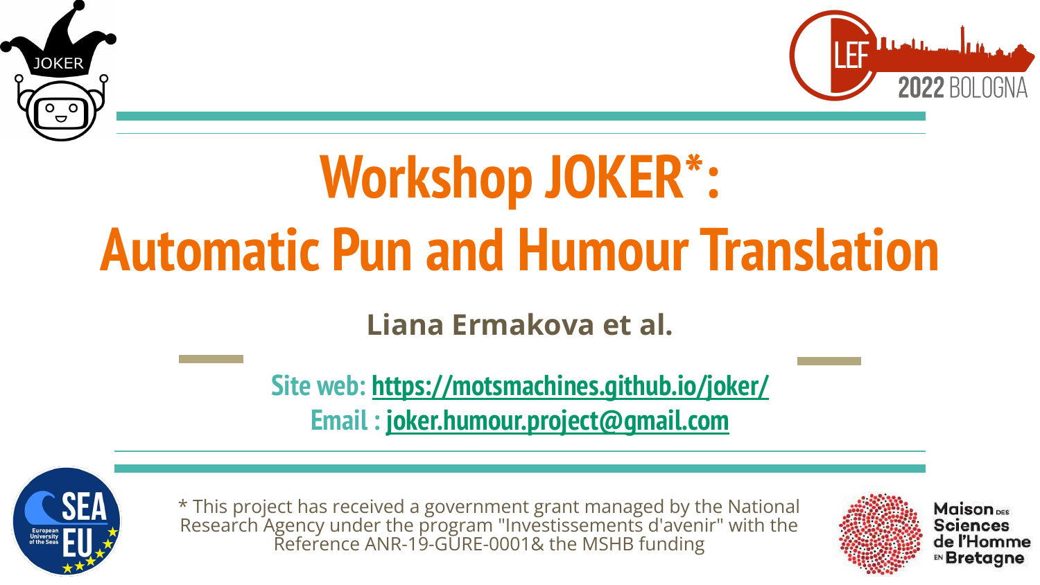# Workshop JOKER*: Automatic Pun and Humour Translation

**Liana Ermakova et al.**

Site web: [https://motsmachines.github.io/joker/](https://motsmachines.github.io/joker/)

Email : [joker.humour.project@gmail.com](mailto:joker.humour.project@gmail.com)

* This project has received a government grant managed by the National Research Agency under the program "Investissements d'avenir" with the Reference ANR-19-GURE-0001& the MSHB funding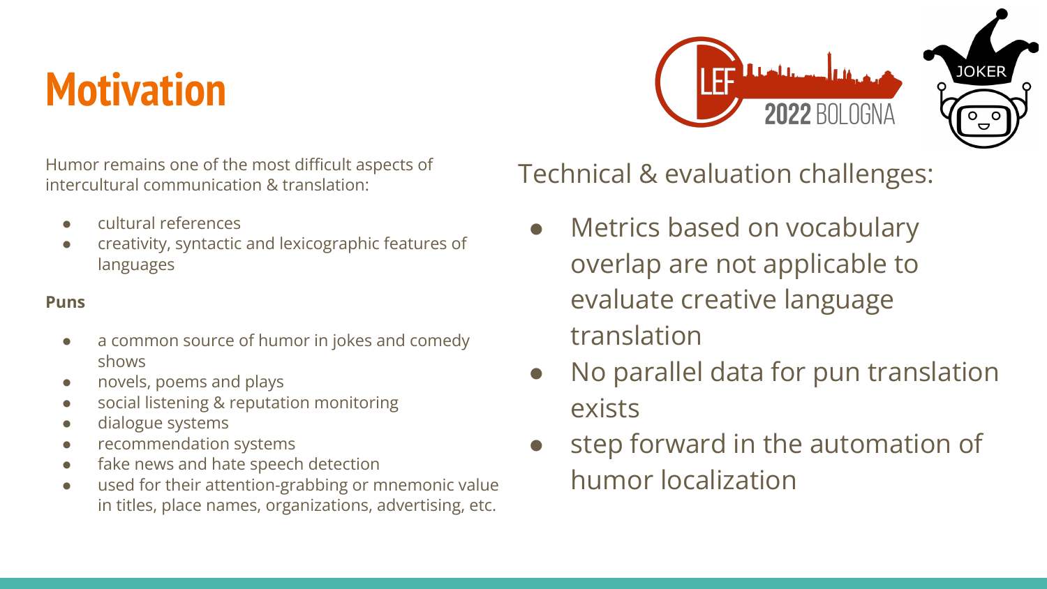# Motivation

Humor remains one of the most difficult aspects of intercultural communication & translation:

- cultural references
- creativity, syntactic and lexicographic features of languages

**Puns**

- a common source of humor in jokes and comedy shows
- novels, poems and plays
- social listening & reputation monitoring
- dialogue systems
- recommendation systems
- fake news and hate speech detection
- used for their attention-grabbing or mnemonic value in titles, place names, organizations, advertising, etc.

Technical & evaluation challenges:

- Metrics based on vocabulary overlap are not applicable to evaluate creative language translation
- No parallel data for pun translation exists
- step forward in the automation of humor localization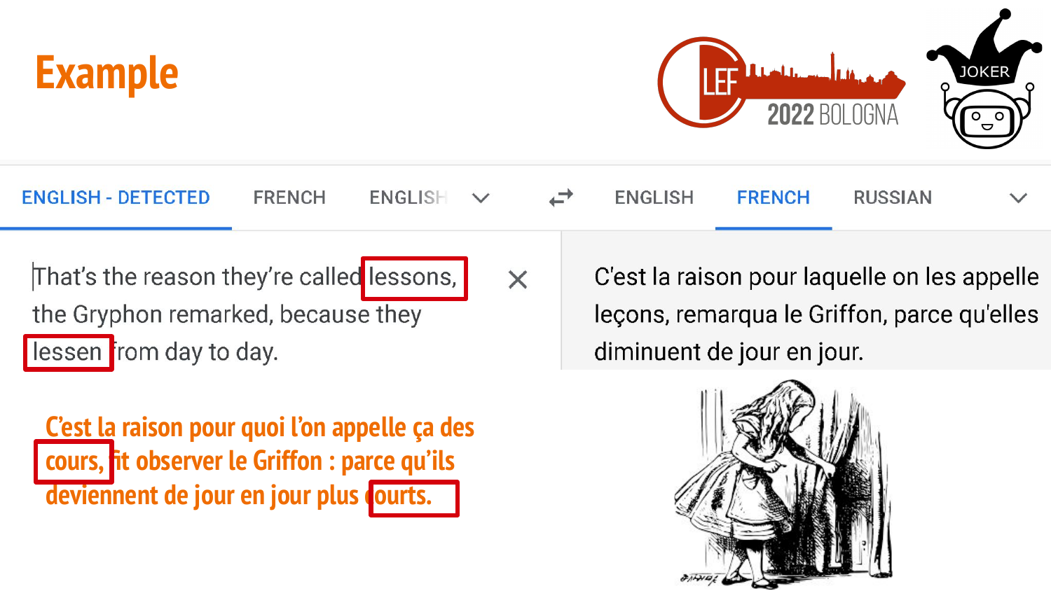# Example

ENGLISH - DETECTED | FRENCH | ENGLISH → ENGLISH | FRENCH | RUSSIAN

That's the reason they're called lessons, the Gryphon remarked, because they lessen from day to day.

C'est la raison pour laquelle on les appelle leçons, remarqua le Griffon, parce qu'elles diminuent de jour en jour.

C'est la raison pour quoi l'on appelle ça des cours, fit observer le Griffon : parce qu'ils deviennent de jour en jour plus courts.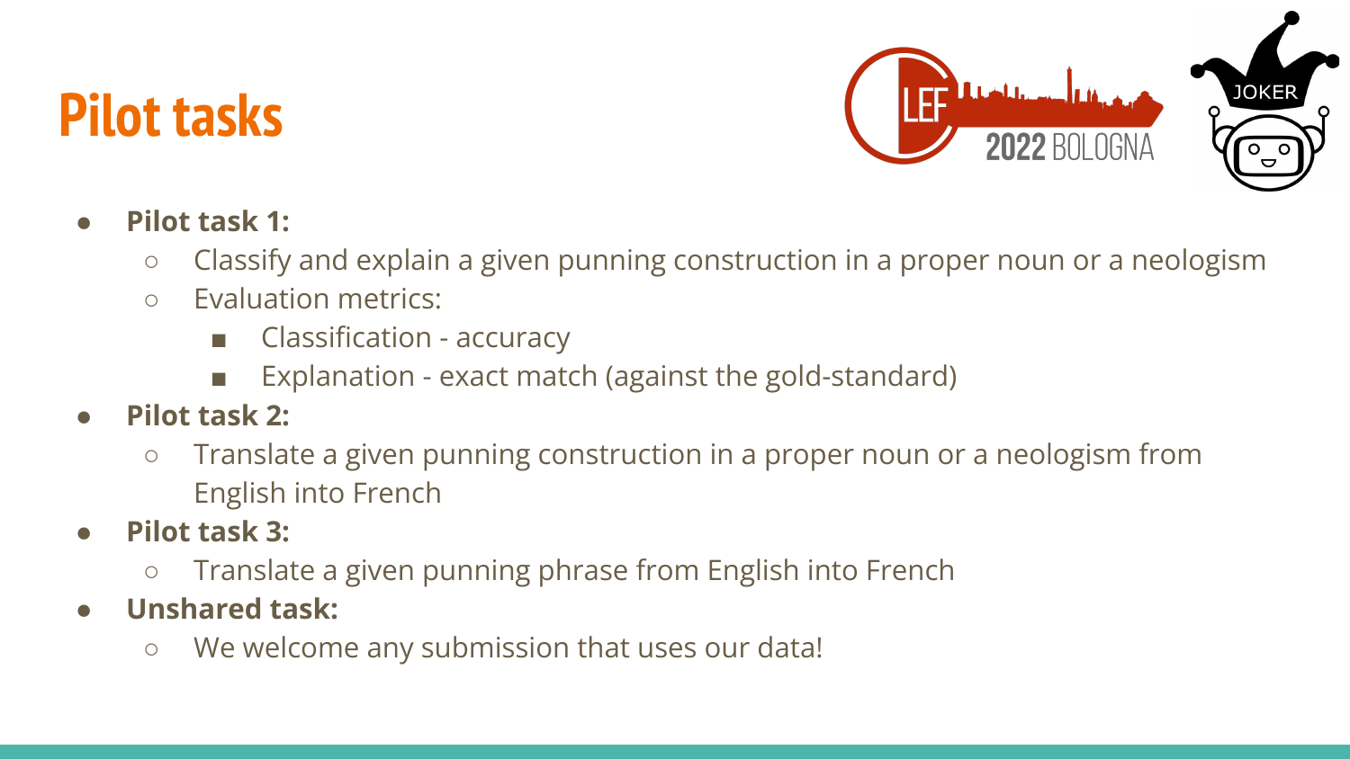# Pilot tasks

- **Pilot task 1:**
  - Classify and explain a given punning construction in a proper noun or a neologism
  - Evaluation metrics:
    - Classification - accuracy
    - Explanation - exact match (against the gold-standard)
- **Pilot task 2:**
  - Translate a given punning construction in a proper noun or a neologism from English into French
- **Pilot task 3:**
  - Translate a given punning phrase from English into French
- **Unshared task:**
  - We welcome any submission that uses our data!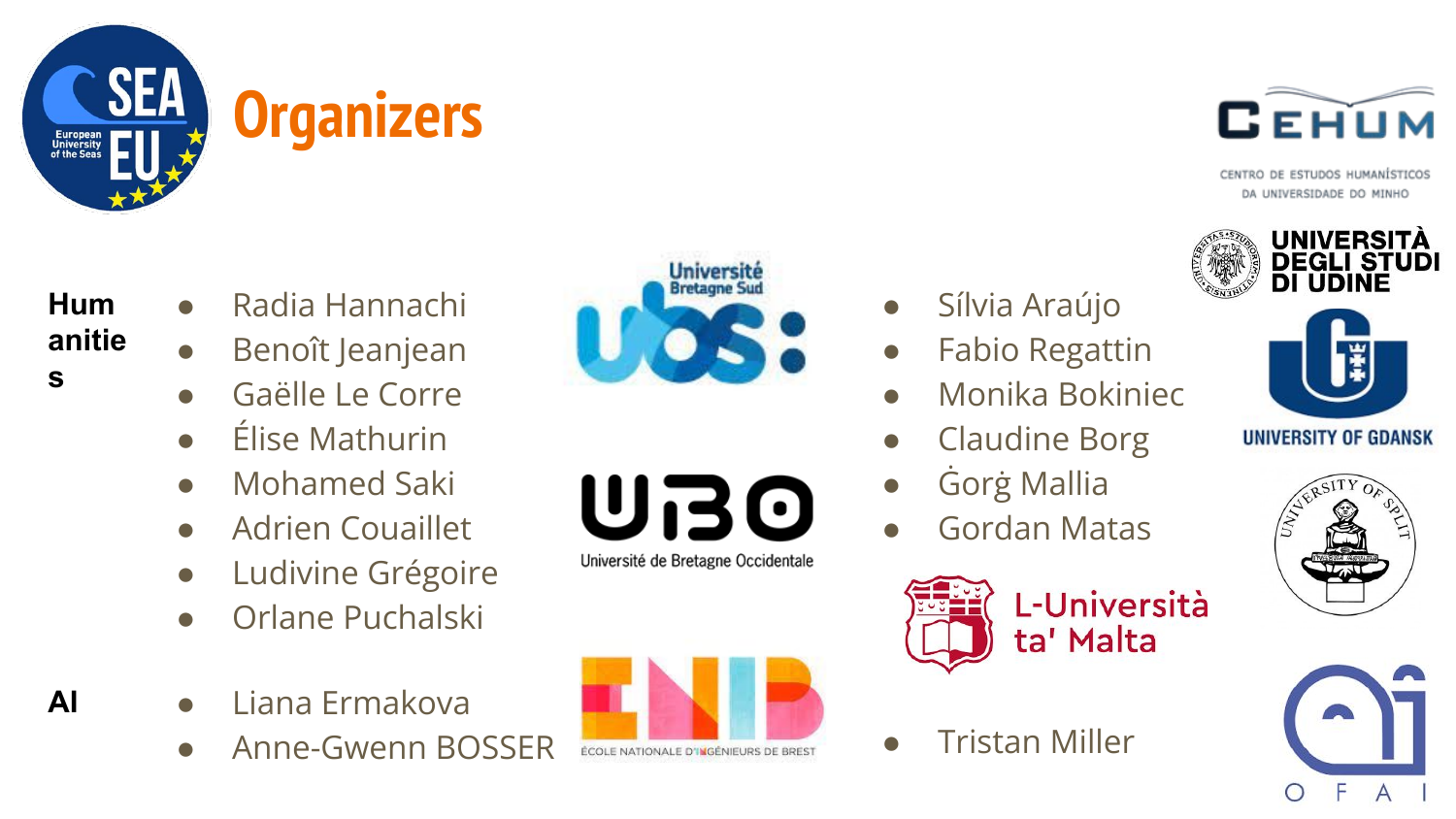# Organizers

**Humanities**

- Radia Hannachi
- Benoît Jeanjean
- Gaëlle Le Corre
- Élise Mathurin
- Mohamed Saki
- Adrien Couaillet
- Ludivine Grégoire
- Orlane Puchalski

- Sílvia Araújo
- Fabio Regattin
- Monika Bokiniec
- Claudine Borg
- Ġorġ Mallia
- Gordan Matas

**AI**

- Liana Ermakova
- Anne-Gwenn BOSSER

- Tristan Miller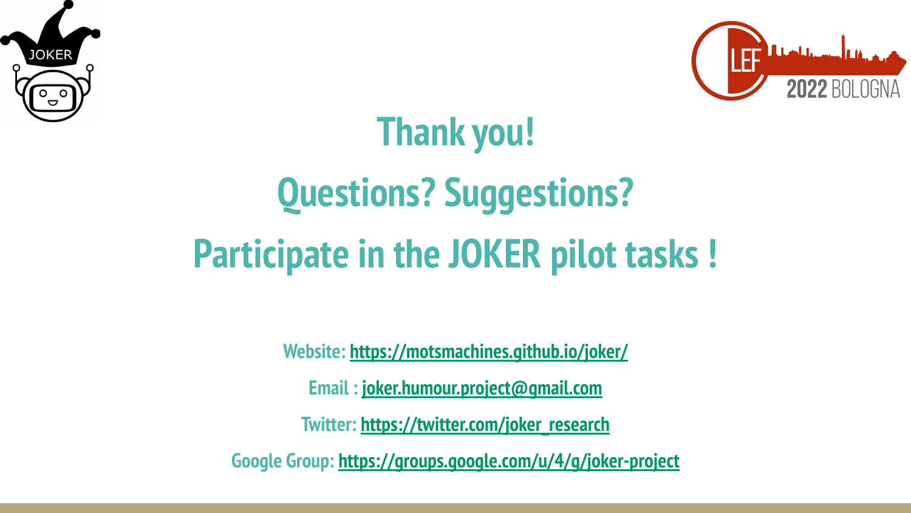# Thank you!

# Questions? Suggestions?

# Participate in the JOKER pilot tasks !

**Website:** [https://motsmachines.github.io/joker/](https://motsmachines.github.io/joker/)

**Email :** [joker.humour.project@gmail.com](mailto:joker.humour.project@gmail.com)

**Twitter:** [https://twitter.com/joker_research](https://twitter.com/joker_research)

**Google Group:** [https://groups.google.com/u/4/g/joker-project](https://groups.google.com/u/4/g/joker-project)